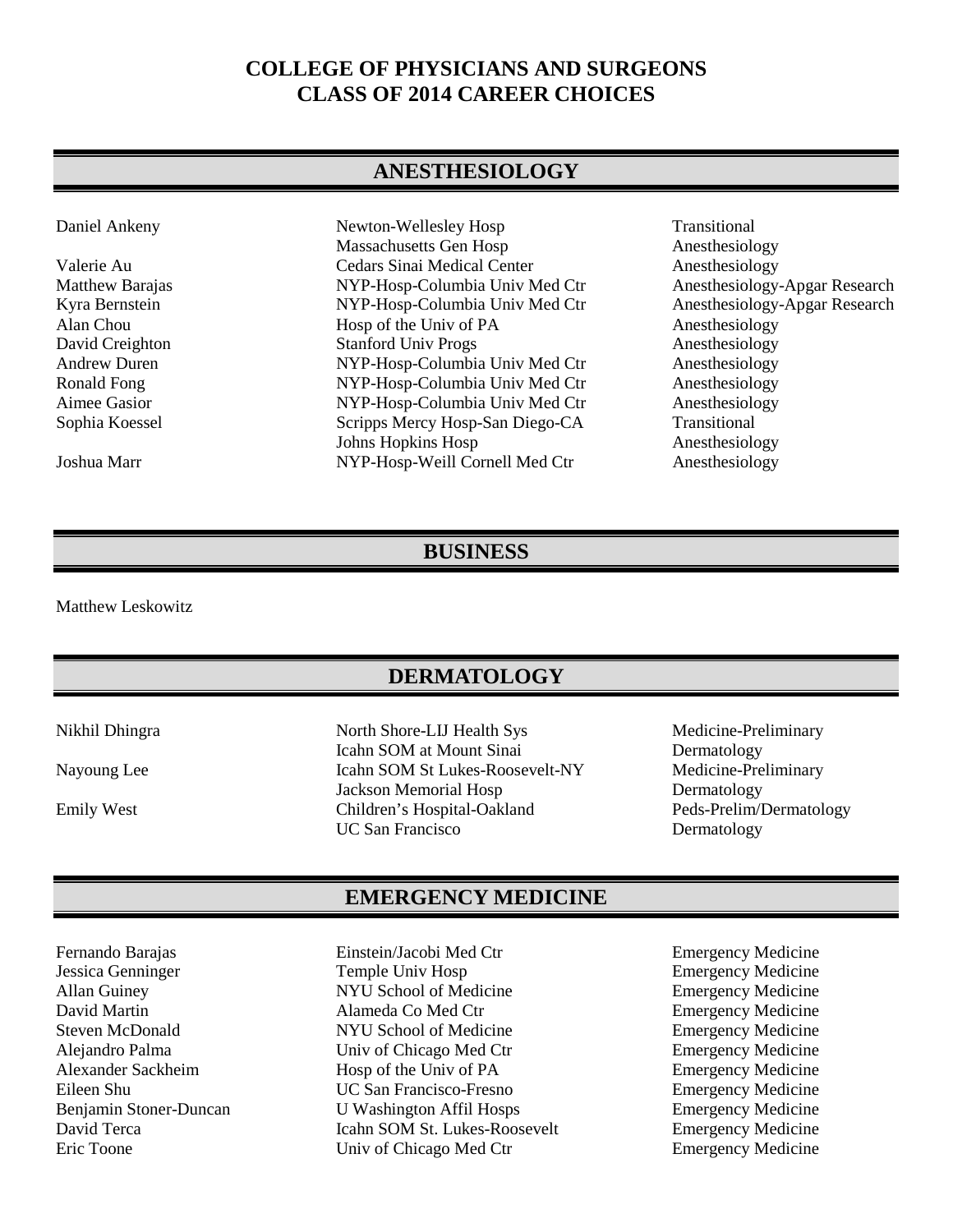# COLLEGE OF PHYSICIANS AND SURGEONS
# CLASS OF 2014 CAREER CHOICES

## ANESTHESIOLOGY

| Name | Institution | Program |
|---|---|---|
| Daniel Ankeny | Newton-Wellesley Hosp | Transitional |
| | Massachusetts Gen Hosp | Anesthesiology |
| Valerie Au | Cedars Sinai Medical Center | Anesthesiology |
| Matthew Barajas | NYP-Hosp-Columbia Univ Med Ctr | Anesthesiology-Apgar Research |
| Kyra Bernstein | NYP-Hosp-Columbia Univ Med Ctr | Anesthesiology-Apgar Research |
| Alan Chou | Hosp of the Univ of PA | Anesthesiology |
| David Creighton | Stanford Univ Progs | Anesthesiology |
| Andrew Duren | NYP-Hosp-Columbia Univ Med Ctr | Anesthesiology |
| Ronald Fong | NYP-Hosp-Columbia Univ Med Ctr | Anesthesiology |
| Aimee Gasior | NYP-Hosp-Columbia Univ Med Ctr | Anesthesiology |
| Sophia Koessel | Scripps Mercy Hosp-San Diego-CA | Transitional |
| | Johns Hopkins Hosp | Anesthesiology |
| Joshua Marr | NYP-Hosp-Weill Cornell Med Ctr | Anesthesiology |

## BUSINESS

Matthew Leskowitz

## DERMATOLOGY

| Name | Institution | Program |
|---|---|---|
| Nikhil Dhingra | North Shore-LIJ Health Sys | Medicine-Preliminary |
| | Icahn SOM at Mount Sinai | Dermatology |
| Nayoung Lee | Icahn SOM St Lukes-Roosevelt-NY | Medicine-Preliminary |
| | Jackson Memorial Hosp | Dermatology |
| Emily West | Children's Hospital-Oakland | Peds-Prelim/Dermatology |
| | UC San Francisco | Dermatology |

## EMERGENCY MEDICINE

| Name | Institution | Program |
|---|---|---|
| Fernando Barajas | Einstein/Jacobi Med Ctr | Emergency Medicine |
| Jessica Genninger | Temple Univ Hosp | Emergency Medicine |
| Allan Guiney | NYU School of Medicine | Emergency Medicine |
| David Martin | Alameda Co Med Ctr | Emergency Medicine |
| Steven McDonald | NYU School of Medicine | Emergency Medicine |
| Alejandro Palma | Univ of Chicago Med Ctr | Emergency Medicine |
| Alexander Sackheim | Hosp of the Univ of PA | Emergency Medicine |
| Eileen Shu | UC San Francisco-Fresno | Emergency Medicine |
| Benjamin Stoner-Duncan | U Washington Affil Hosps | Emergency Medicine |
| David Terca | Icahn SOM St. Lukes-Roosevelt | Emergency Medicine |
| Eric Toone | Univ of Chicago Med Ctr | Emergency Medicine |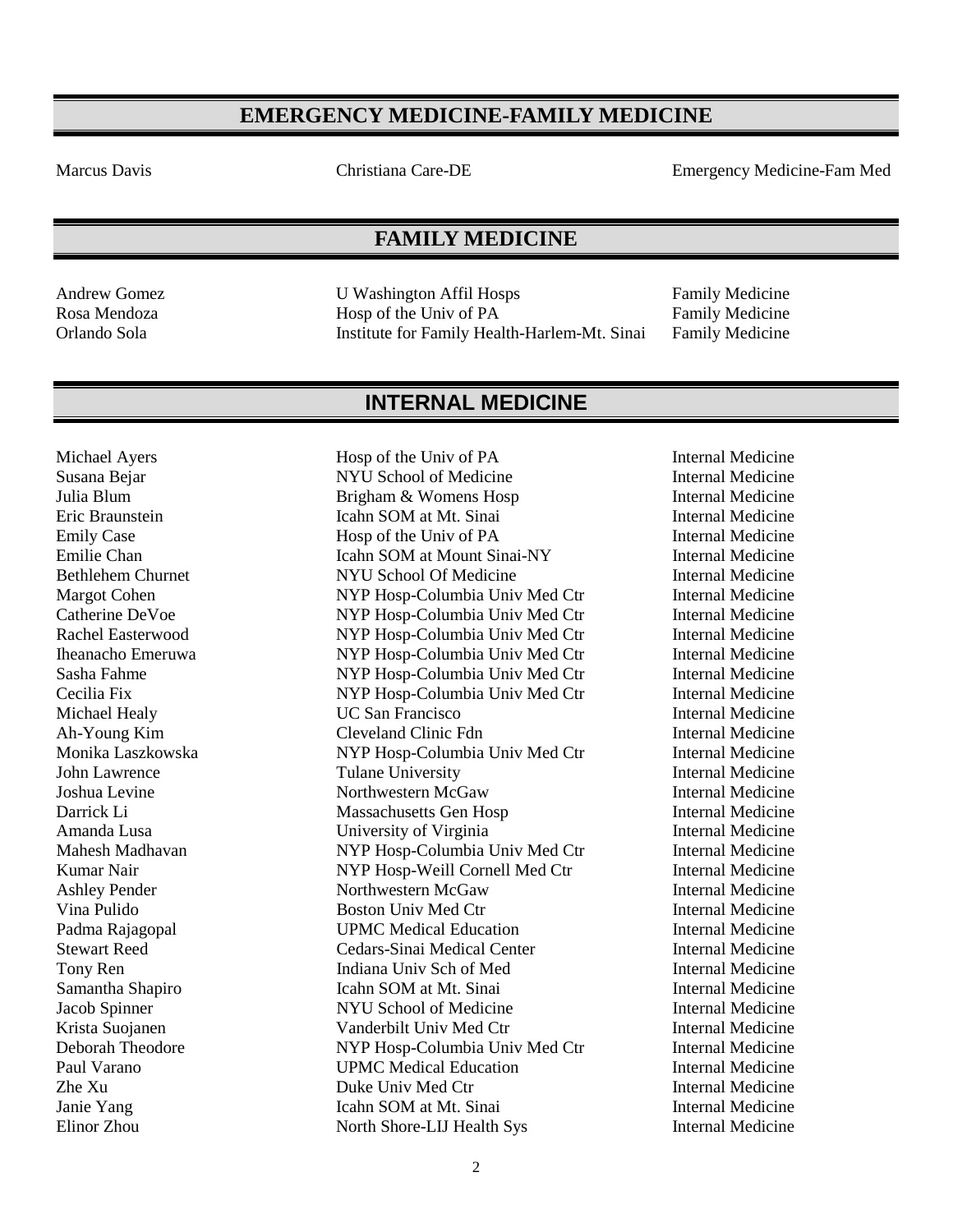## EMERGENCY MEDICINE-FAMILY MEDICINE

| | | |
|---|---|---|
| Marcus Davis | Christiana Care-DE | Emergency Medicine-Fam Med |

## FAMILY MEDICINE

| | | |
|---|---|---|
| Andrew Gomez | U Washington Affil Hosps | Family Medicine |
| Rosa Mendoza | Hosp of the Univ of PA | Family Medicine |
| Orlando Sola | Institute for Family Health-Harlem-Mt. Sinai | Family Medicine |

## INTERNAL MEDICINE

| | | |
|---|---|---|
| Michael Ayers | Hosp of the Univ of PA | Internal Medicine |
| Susana Bejar | NYU School of Medicine | Internal Medicine |
| Julia Blum | Brigham & Womens Hosp | Internal Medicine |
| Eric Braunstein | Icahn SOM at Mt. Sinai | Internal Medicine |
| Emily Case | Hosp of the Univ of PA | Internal Medicine |
| Emilie Chan | Icahn SOM at Mount Sinai-NY | Internal Medicine |
| Bethlehem Churnet | NYU School Of Medicine | Internal Medicine |
| Margot Cohen | NYP Hosp-Columbia Univ Med Ctr | Internal Medicine |
| Catherine DeVoe | NYP Hosp-Columbia Univ Med Ctr | Internal Medicine |
| Rachel Easterwood | NYP Hosp-Columbia Univ Med Ctr | Internal Medicine |
| Iheanacho Emeruwa | NYP Hosp-Columbia Univ Med Ctr | Internal Medicine |
| Sasha Fahme | NYP Hosp-Columbia Univ Med Ctr | Internal Medicine |
| Cecilia Fix | NYP Hosp-Columbia Univ Med Ctr | Internal Medicine |
| Michael Healy | UC San Francisco | Internal Medicine |
| Ah-Young Kim | Cleveland Clinic Fdn | Internal Medicine |
| Monika Laszkowska | NYP Hosp-Columbia Univ Med Ctr | Internal Medicine |
| John Lawrence | Tulane University | Internal Medicine |
| Joshua Levine | Northwestern McGaw | Internal Medicine |
| Darrick Li | Massachusetts Gen Hosp | Internal Medicine |
| Amanda Lusa | University of Virginia | Internal Medicine |
| Mahesh Madhavan | NYP Hosp-Columbia Univ Med Ctr | Internal Medicine |
| Kumar Nair | NYP Hosp-Weill Cornell Med Ctr | Internal Medicine |
| Ashley Pender | Northwestern McGaw | Internal Medicine |
| Vina Pulido | Boston Univ Med Ctr | Internal Medicine |
| Padma Rajagopal | UPMC Medical Education | Internal Medicine |
| Stewart Reed | Cedars-Sinai Medical Center | Internal Medicine |
| Tony Ren | Indiana Univ Sch of Med | Internal Medicine |
| Samantha Shapiro | Icahn SOM at Mt. Sinai | Internal Medicine |
| Jacob Spinner | NYU School of Medicine | Internal Medicine |
| Krista Suojanen | Vanderbilt Univ Med Ctr | Internal Medicine |
| Deborah Theodore | NYP Hosp-Columbia Univ Med Ctr | Internal Medicine |
| Paul Varano | UPMC Medical Education | Internal Medicine |
| Zhe Xu | Duke Univ Med Ctr | Internal Medicine |
| Janie Yang | Icahn SOM at Mt. Sinai | Internal Medicine |
| Elinor Zhou | North Shore-LIJ Health Sys | Internal Medicine |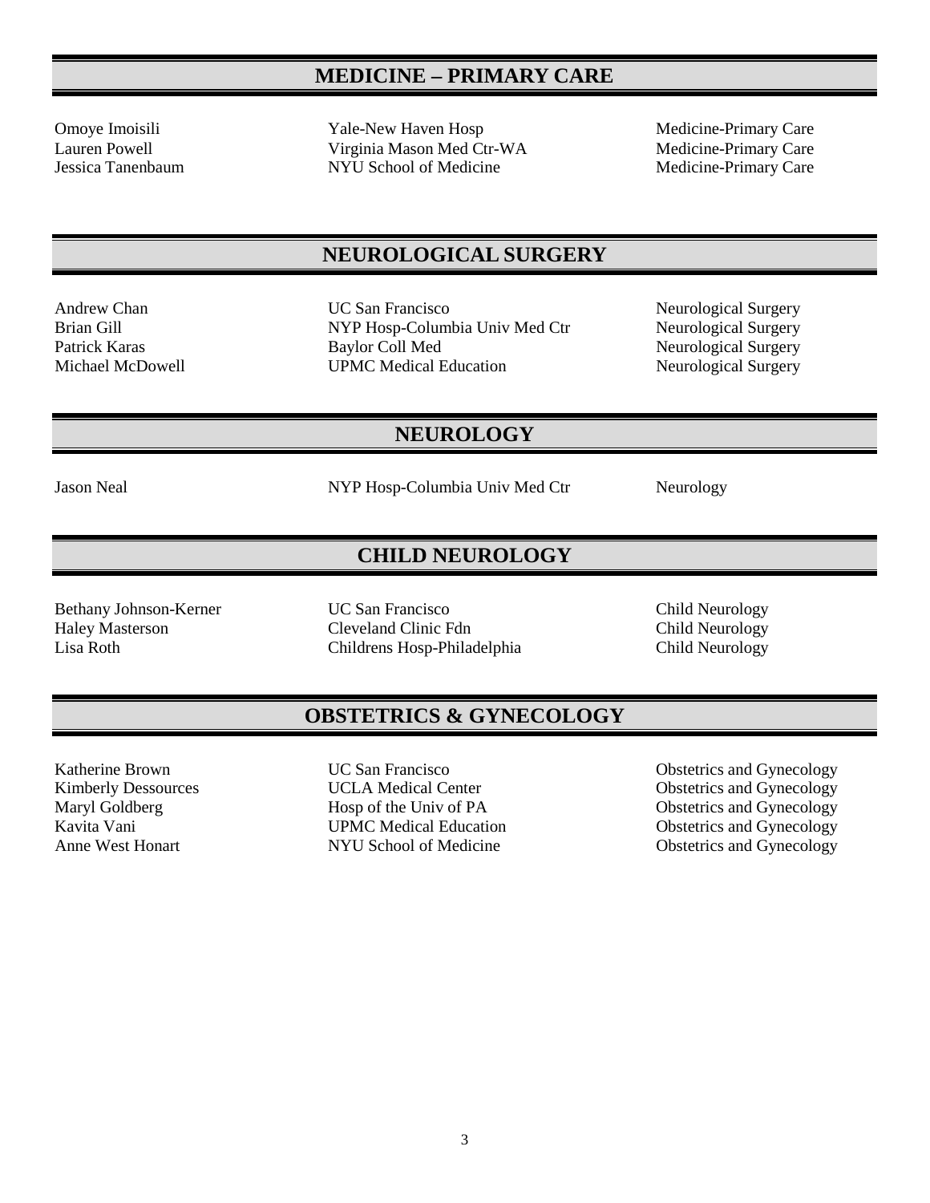## MEDICINE – PRIMARY CARE

| | | |
|---|---|---|
| Omoye Imoisili | Yale-New Haven Hosp | Medicine-Primary Care |
| Lauren Powell | Virginia Mason Med Ctr-WA | Medicine-Primary Care |
| Jessica Tanenbaum | NYU School of Medicine | Medicine-Primary Care |

## NEUROLOGICAL SURGERY

| | | |
|---|---|---|
| Andrew Chan | UC San Francisco | Neurological Surgery |
| Brian Gill | NYP Hosp-Columbia Univ Med Ctr | Neurological Surgery |
| Patrick Karas | Baylor Coll Med | Neurological Surgery |
| Michael McDowell | UPMC Medical Education | Neurological Surgery |

## NEUROLOGY

| | | |
|---|---|---|
| Jason Neal | NYP Hosp-Columbia Univ Med Ctr | Neurology |

## CHILD NEUROLOGY

| | | |
|---|---|---|
| Bethany Johnson-Kerner | UC San Francisco | Child Neurology |
| Haley Masterson | Cleveland Clinic Fdn | Child Neurology |
| Lisa Roth | Childrens Hosp-Philadelphia | Child Neurology |

## OBSTETRICS & GYNECOLOGY

| | | |
|---|---|---|
| Katherine Brown | UC San Francisco | Obstetrics and Gynecology |
| Kimberly Dessources | UCLA Medical Center | Obstetrics and Gynecology |
| Maryl Goldberg | Hosp of the Univ of PA | Obstetrics and Gynecology |
| Kavita Vani | UPMC Medical Education | Obstetrics and Gynecology |
| Anne West Honart | NYU School of Medicine | Obstetrics and Gynecology |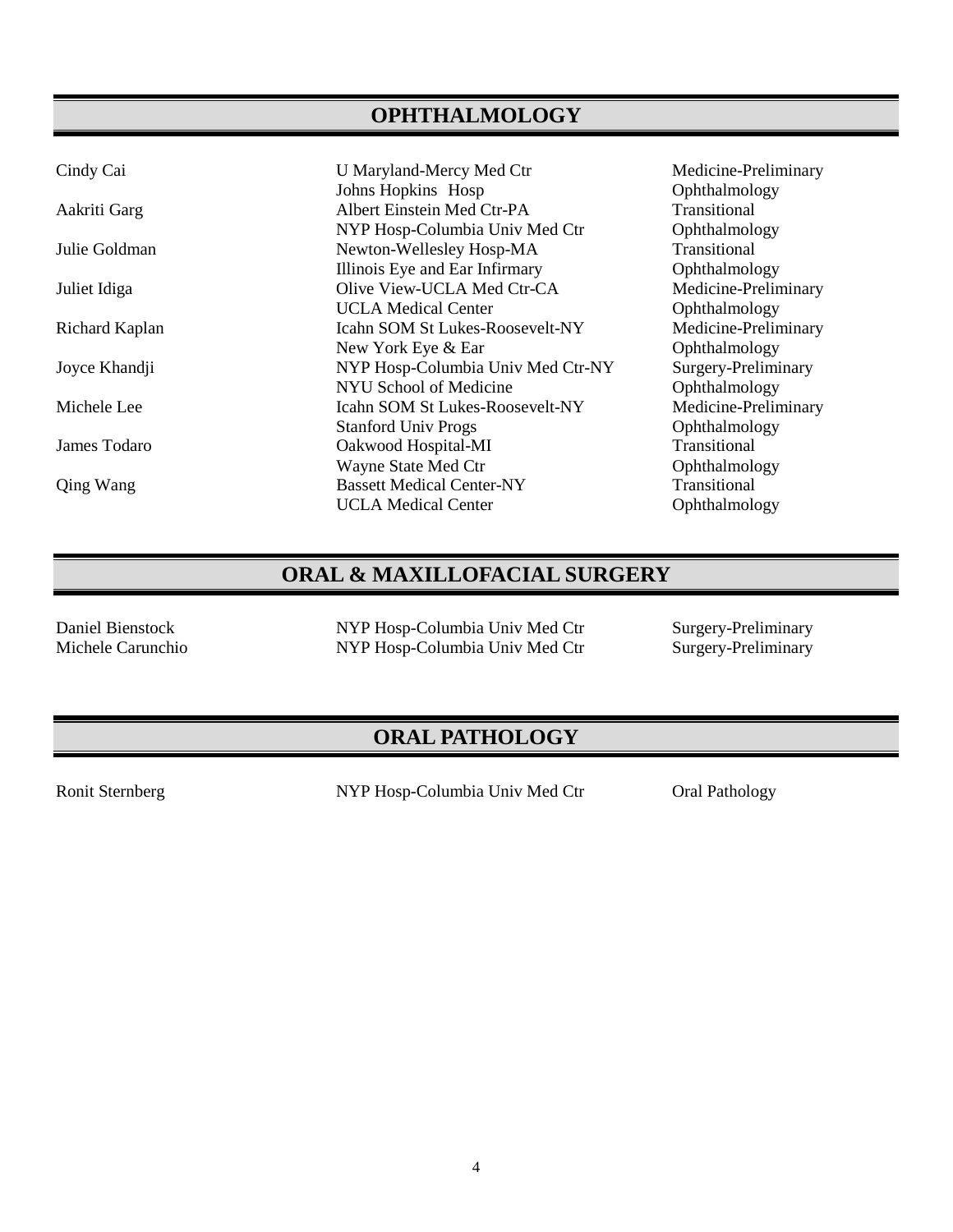## OPHTHALMOLOGY

| | | |
|---|---|---|
| Cindy Cai | U Maryland-Mercy Med Ctr | Medicine-Preliminary |
| | Johns Hopkins Hosp | Ophthalmology |
| Aakriti Garg | Albert Einstein Med Ctr-PA | Transitional |
| | NYP Hosp-Columbia Univ Med Ctr | Ophthalmology |
| Julie Goldman | Newton-Wellesley Hosp-MA | Transitional |
| | Illinois Eye and Ear Infirmary | Ophthalmology |
| Juliet Idiga | Olive View-UCLA Med Ctr-CA | Medicine-Preliminary |
| | UCLA Medical Center | Ophthalmology |
| Richard Kaplan | Icahn SOM St Lukes-Roosevelt-NY | Medicine-Preliminary |
| | New York Eye & Ear | Ophthalmology |
| Joyce Khandji | NYP Hosp-Columbia Univ Med Ctr-NY | Surgery-Preliminary |
| | NYU School of Medicine | Ophthalmology |
| Michele Lee | Icahn SOM St Lukes-Roosevelt-NY | Medicine-Preliminary |
| | Stanford Univ Progs | Ophthalmology |
| James Todaro | Oakwood Hospital-MI | Transitional |
| | Wayne State Med Ctr | Ophthalmology |
| Qing Wang | Bassett Medical Center-NY | Transitional |
| | UCLA Medical Center | Ophthalmology |

## ORAL & MAXILLOFACIAL SURGERY

| | | |
|---|---|---|
| Daniel Bienstock | NYP Hosp-Columbia Univ Med Ctr | Surgery-Preliminary |
| Michele Carunchio | NYP Hosp-Columbia Univ Med Ctr | Surgery-Preliminary |

## ORAL PATHOLOGY

| | | |
|---|---|---|
| Ronit Sternberg | NYP Hosp-Columbia Univ Med Ctr | Oral Pathology |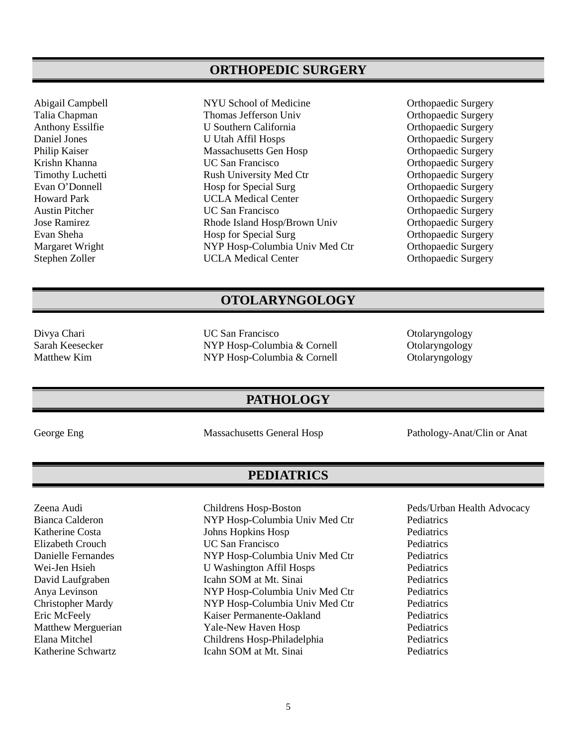## ORTHOPEDIC SURGERY

| | | |
|---|---|---|
| Abigail Campbell | NYU School of Medicine | Orthopaedic Surgery |
| Talia Chapman | Thomas Jefferson Univ | Orthopaedic Surgery |
| Anthony Essilfie | U Southern California | Orthopaedic Surgery |
| Daniel Jones | U Utah Affil Hosps | Orthopaedic Surgery |
| Philip Kaiser | Massachusetts Gen Hosp | Orthopaedic Surgery |
| Krishn Khanna | UC San Francisco | Orthopaedic Surgery |
| Timothy Luchetti | Rush University Med Ctr | Orthopaedic Surgery |
| Evan O'Donnell | Hosp for Special Surg | Orthopaedic Surgery |
| Howard Park | UCLA Medical Center | Orthopaedic Surgery |
| Austin Pitcher | UC San Francisco | Orthopaedic Surgery |
| Jose Ramirez | Rhode Island Hosp/Brown Univ | Orthopaedic Surgery |
| Evan Sheha | Hosp for Special Surg | Orthopaedic Surgery |
| Margaret Wright | NYP Hosp-Columbia Univ Med Ctr | Orthopaedic Surgery |
| Stephen Zoller | UCLA Medical Center | Orthopaedic Surgery |

## OTOLARYNGOLOGY

| | | |
|---|---|---|
| Divya Chari | UC San Francisco | Otolaryngology |
| Sarah Keesecker | NYP Hosp-Columbia & Cornell | Otolaryngology |
| Matthew Kim | NYP Hosp-Columbia & Cornell | Otolaryngology |

## PATHOLOGY

| | | |
|---|---|---|
| George Eng | Massachusetts General Hosp | Pathology-Anat/Clin or Anat |

## PEDIATRICS

| | | |
|---|---|---|
| Zeena Audi | Childrens Hosp-Boston | Peds/Urban Health Advocacy |
| Bianca Calderon | NYP Hosp-Columbia Univ Med Ctr | Pediatrics |
| Katherine Costa | Johns Hopkins Hosp | Pediatrics |
| Elizabeth Crouch | UC San Francisco | Pediatrics |
| Danielle Fernandes | NYP Hosp-Columbia Univ Med Ctr | Pediatrics |
| Wei-Jen Hsieh | U Washington Affil Hosps | Pediatrics |
| David Laufgraben | Icahn SOM at Mt. Sinai | Pediatrics |
| Anya Levinson | NYP Hosp-Columbia Univ Med Ctr | Pediatrics |
| Christopher Mardy | NYP Hosp-Columbia Univ Med Ctr | Pediatrics |
| Eric McFeely | Kaiser Permanente-Oakland | Pediatrics |
| Matthew Merguerian | Yale-New Haven Hosp | Pediatrics |
| Elana Mitchel | Childrens Hosp-Philadelphia | Pediatrics |
| Katherine Schwartz | Icahn SOM at Mt. Sinai | Pediatrics |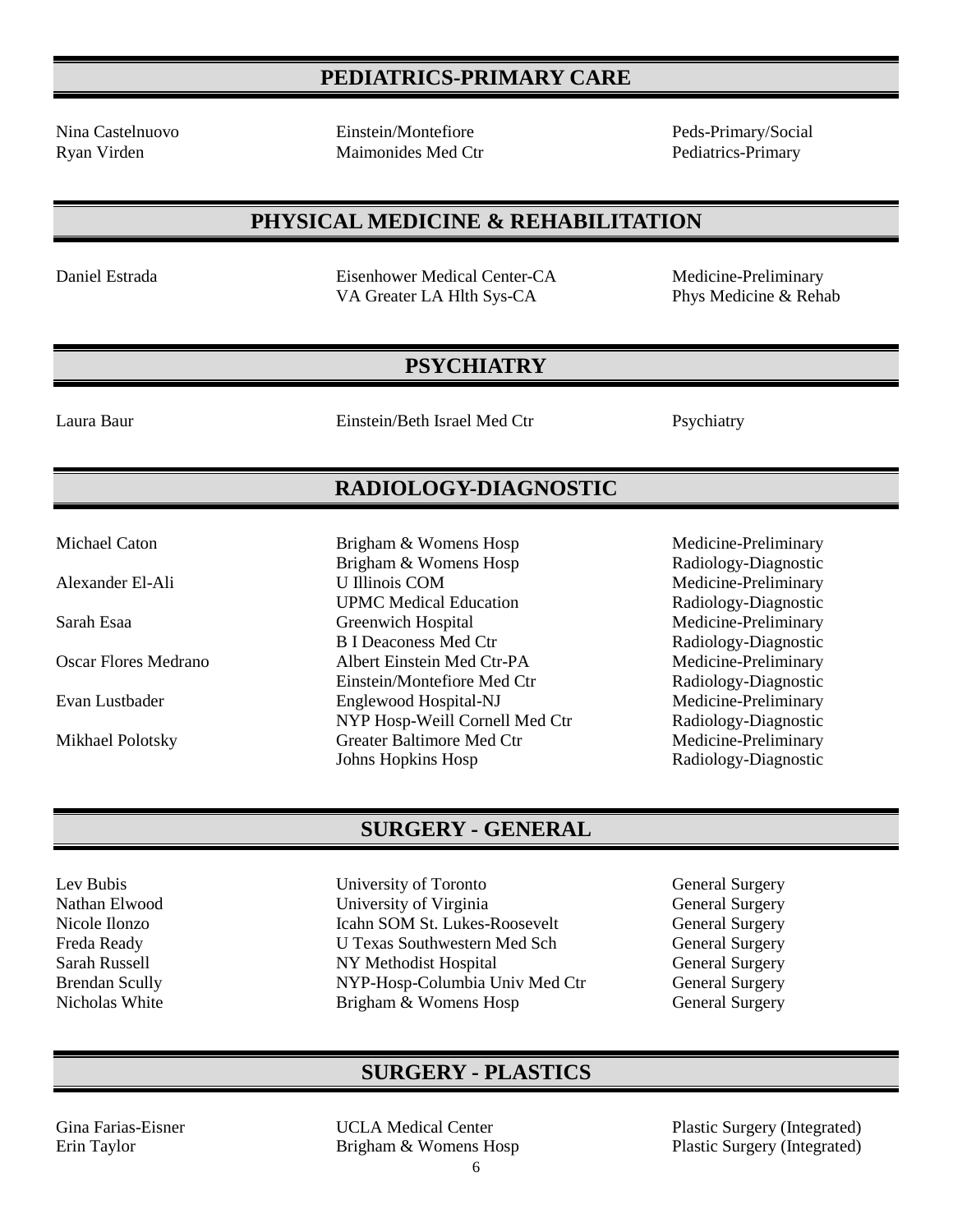## PEDIATRICS-PRIMARY CARE

| Name | Institution | Program |
|---|---|---|
| Nina Castelnuovo | Einstein/Montefiore | Peds-Primary/Social |
| Ryan Virden | Maimonides Med Ctr | Pediatrics-Primary |

## PHYSICAL MEDICINE & REHABILITATION

| Name | Institution | Program |
|---|---|---|
| Daniel Estrada | Eisenhower Medical Center-CA | Medicine-Preliminary |
| | VA Greater LA Hlth Sys-CA | Phys Medicine & Rehab |

## PSYCHIATRY

| Name | Institution | Program |
|---|---|---|
| Laura Baur | Einstein/Beth Israel Med Ctr | Psychiatry |

## RADIOLOGY-DIAGNOSTIC

| Name | Institution | Program |
|---|---|---|
| Michael Caton | Brigham & Womens Hosp | Medicine-Preliminary |
| | Brigham & Womens Hosp | Radiology-Diagnostic |
| Alexander El-Ali | U Illinois COM | Medicine-Preliminary |
| | UPMC Medical Education | Radiology-Diagnostic |
| Sarah Esaa | Greenwich Hospital | Medicine-Preliminary |
| | B I Deaconess Med Ctr | Radiology-Diagnostic |
| Oscar Flores Medrano | Albert Einstein Med Ctr-PA | Medicine-Preliminary |
| | Einstein/Montefiore Med Ctr | Radiology-Diagnostic |
| Evan Lustbader | Englewood Hospital-NJ | Medicine-Preliminary |
| | NYP Hosp-Weill Cornell Med Ctr | Radiology-Diagnostic |
| Mikhael Polotsky | Greater Baltimore Med Ctr | Medicine-Preliminary |
| | Johns Hopkins Hosp | Radiology-Diagnostic |

## SURGERY - GENERAL

| Name | Institution | Program |
|---|---|---|
| Lev Bubis | University of Toronto | General Surgery |
| Nathan Elwood | University of Virginia | General Surgery |
| Nicole Ilonzo | Icahn SOM St. Lukes-Roosevelt | General Surgery |
| Freda Ready | U Texas Southwestern Med Sch | General Surgery |
| Sarah Russell | NY Methodist Hospital | General Surgery |
| Brendan Scully | NYP-Hosp-Columbia Univ Med Ctr | General Surgery |
| Nicholas White | Brigham & Womens Hosp | General Surgery |

## SURGERY - PLASTICS

| Name | Institution | Program |
|---|---|---|
| Gina Farias-Eisner | UCLA Medical Center | Plastic Surgery (Integrated) |
| Erin Taylor | Brigham & Womens Hosp | Plastic Surgery (Integrated) |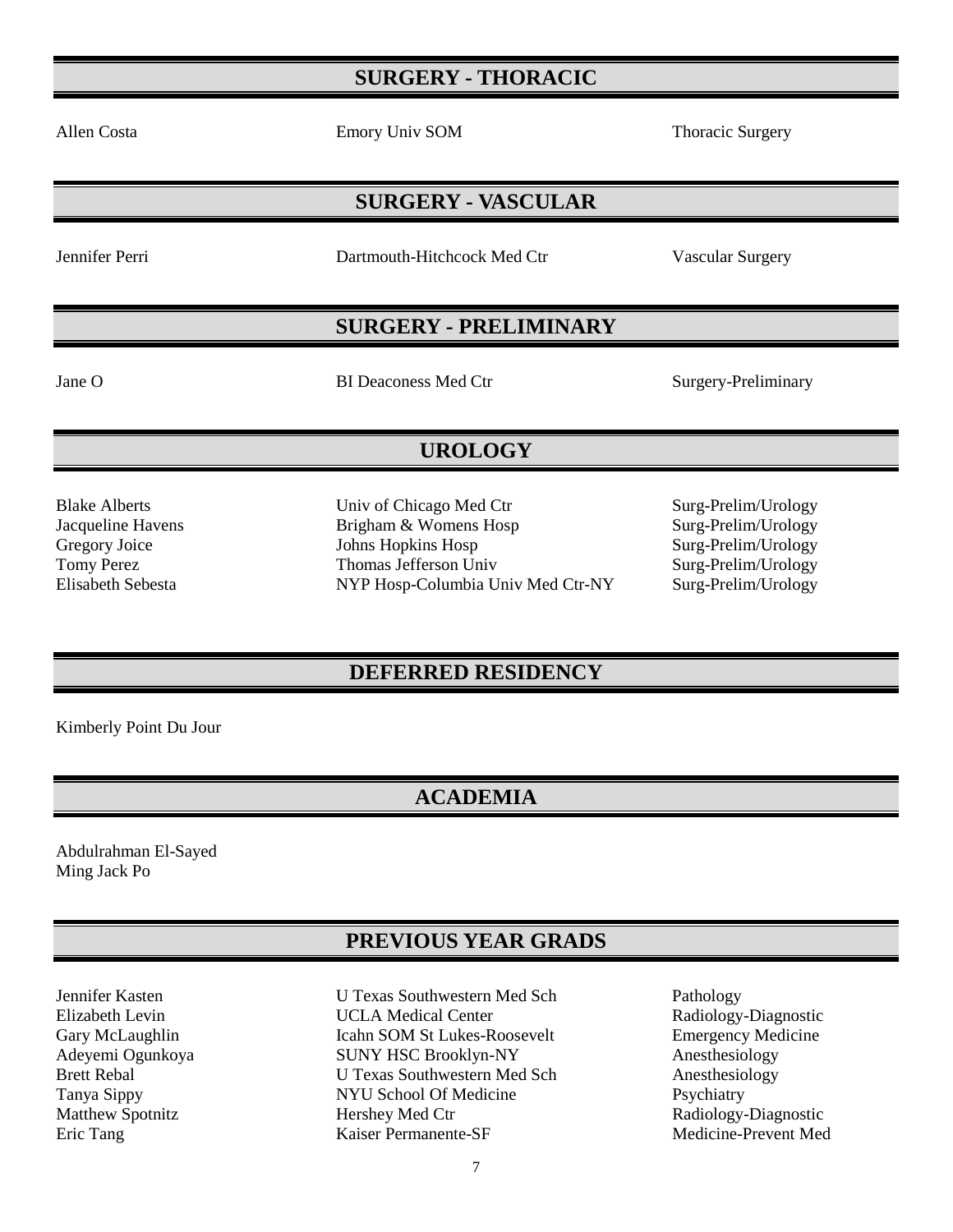## SURGERY - THORACIC

| | | |
|---|---|---|
| Allen Costa | Emory Univ SOM | Thoracic Surgery |

## SURGERY - VASCULAR

| | | |
|---|---|---|
| Jennifer Perri | Dartmouth-Hitchcock Med Ctr | Vascular Surgery |

## SURGERY - PRELIMINARY

| | | |
|---|---|---|
| Jane O | BI Deaconess Med Ctr | Surgery-Preliminary |

## UROLOGY

| | | |
|---|---|---|
| Blake Alberts | Univ of Chicago Med Ctr | Surg-Prelim/Urology |
| Jacqueline Havens | Brigham & Womens Hosp | Surg-Prelim/Urology |
| Gregory Joice | Johns Hopkins Hosp | Surg-Prelim/Urology |
| Tomy Perez | Thomas Jefferson Univ | Surg-Prelim/Urology |
| Elisabeth Sebesta | NYP Hosp-Columbia Univ Med Ctr-NY | Surg-Prelim/Urology |

## DEFERRED RESIDENCY

Kimberly Point Du Jour

## ACADEMIA

Abdulrahman El-Sayed
Ming Jack Po

## PREVIOUS YEAR GRADS

| | | |
|---|---|---|
| Jennifer Kasten | U Texas Southwestern Med Sch | Pathology |
| Elizabeth Levin | UCLA Medical Center | Radiology-Diagnostic |
| Gary McLaughlin | Icahn SOM St Lukes-Roosevelt | Emergency Medicine |
| Adeyemi Ogunkoya | SUNY HSC Brooklyn-NY | Anesthesiology |
| Brett Rebal | U Texas Southwestern Med Sch | Anesthesiology |
| Tanya Sippy | NYU School Of Medicine | Psychiatry |
| Matthew Spotnitz | Hershey Med Ctr | Radiology-Diagnostic |
| Eric Tang | Kaiser Permanente-SF | Medicine-Prevent Med |